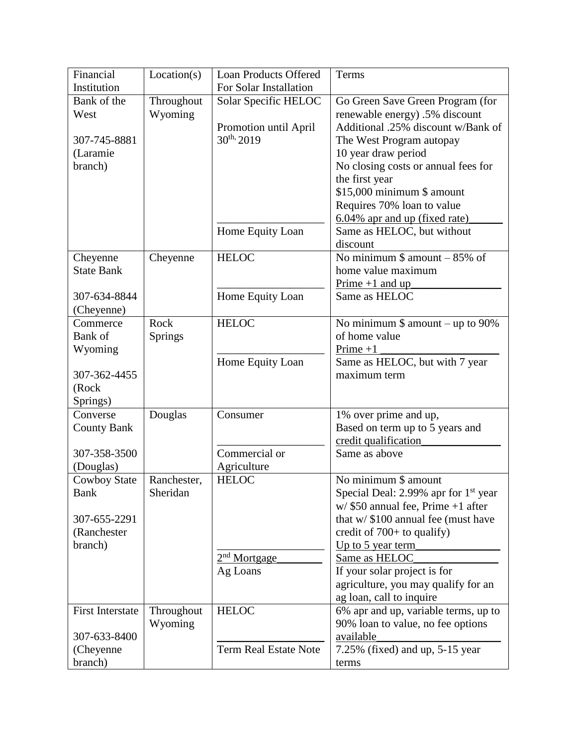| Financial Institution | Location(s) | Loan Products Offered For Solar Installation | Terms |
|---|---|---|---|
| Bank of the West<br><br>307-745-8881 (Laramie branch) | Throughout Wyoming | Solar Specific HELOC<br><br>Promotion until April 30th, 2019 | Go Green Save Green Program (for renewable energy) .5% discount<br>Additional .25% discount w/Bank of The West Program autopay<br>10 year draw period<br>No closing costs or annual fees for the first year<br>$15,000 minimum $ amount<br>Requires 70% loan to value<br>6.04% apr and up (fixed rate) |
| | | Home Equity Loan | Same as HELOC, but without discount |
| Cheyenne State Bank<br><br>307-634-8844 (Cheyenne) | Cheyenne | HELOC | No minimum $ amount – 85% of home value maximum<br>Prime +1 and up |
| | | Home Equity Loan | Same as HELOC |
| Commerce Bank of Wyoming<br><br>307-362-4455 (Rock Springs) | Rock Springs | HELOC | No minimum $ amount – up to 90% of home value<br>Prime +1 |
| | | Home Equity Loan | Same as HELOC, but with 7 year maximum term |
| Converse County Bank<br><br>307-358-3500 (Douglas) | Douglas | Consumer | 1% over prime and up,<br>Based on term up to 5 years and credit qualification |
| | | Commercial or Agriculture | Same as above |
| Cowboy State Bank<br><br>307-655-2291 (Ranchester branch) | Ranchester, Sheridan | HELOC | No minimum $ amount<br>Special Deal: 2.99% apr for 1st year w/ $50 annual fee, Prime +1 after that w/ $100 annual fee (must have credit of 700+ to qualify)<br>Up to 5 year term |
| | | 2nd Mortgage | Same as HELOC |
| | | Ag Loans | If your solar project is for agriculture, you may qualify for an ag loan, call to inquire |
| First Interstate<br><br>307-633-8400 (Cheyenne branch) | Throughout Wyoming | HELOC | 6% apr and up, variable terms, up to 90% loan to value, no fee options available |
| | | Term Real Estate Note | 7.25% (fixed) and up, 5-15 year terms |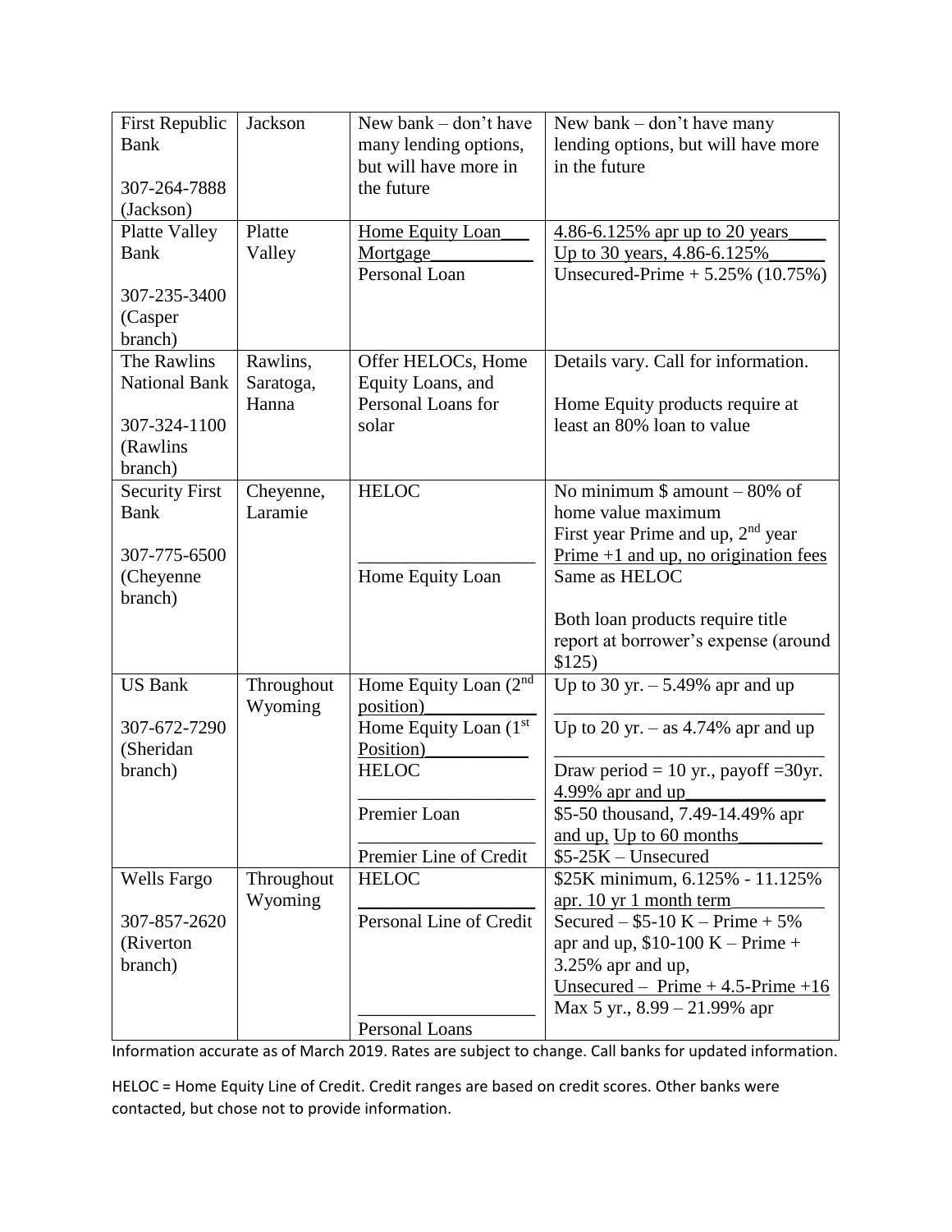| | | | |
|---|---|---|---|
| First Republic Bank<br><br>307-264-7888 (Jackson) | Jackson | New bank – don't have many lending options, but will have more in the future | New bank – don't have many lending options, but will have more in the future |
| Platte Valley Bank<br><br>307-235-3400 (Casper branch) | Platte Valley | Home Equity Loan<br>Mortgage<br>Personal Loan | 4.86-6.125% apr up to 20 years<br>Up to 30 years, 4.86-6.125%<br>Unsecured-Prime + 5.25% (10.75%) |
| The Rawlins National Bank<br><br>307-324-1100 (Rawlins branch) | Rawlins, Saratoga, Hanna | Offer HELOCs, Home Equity Loans, and Personal Loans for solar | Details vary. Call for information.<br><br>Home Equity products require at least an 80% loan to value |
| Security First Bank<br><br>307-775-6500 (Cheyenne branch) | Cheyenne, Laramie | HELOC<br><br><br>Home Equity Loan | No minimum $ amount – 80% of home value maximum<br>First year Prime and up, 2nd year Prime +1 and up, no origination fees<br>Same as HELOC<br><br>Both loan products require title report at borrower's expense (around $125) |
| US Bank<br><br>307-672-7290 (Sheridan branch) | Throughout Wyoming | Home Equity Loan (2nd position)<br>Home Equity Loan (1st Position)<br>HELOC<br><br>Premier Loan<br><br>Premier Line of Credit | Up to 30 yr. – 5.49% apr and up<br><br>Up to 20 yr. – as 4.74% apr and up<br><br>Draw period = 10 yr., payoff =30yr. 4.99% apr and up<br>$5-50 thousand, 7.49-14.49% apr and up, Up to 60 months<br>$5-25K – Unsecured |
| Wells Fargo<br><br>307-857-2620 (Riverton branch) | Throughout Wyoming | HELOC<br><br>Personal Line of Credit<br><br><br><br>Personal Loans | $25K minimum, 6.125% - 11.125% apr. 10 yr 1 month term<br>Secured – $5-10 K – Prime + 5% apr and up, $10-100 K – Prime + 3.25% apr and up,<br>Unsecured – Prime + 4.5-Prime +16<br>Max 5 yr., 8.99 – 21.99% apr |

Information accurate as of March 2019. Rates are subject to change. Call banks for updated information.

HELOC = Home Equity Line of Credit. Credit ranges are based on credit scores. Other banks were contacted, but chose not to provide information.